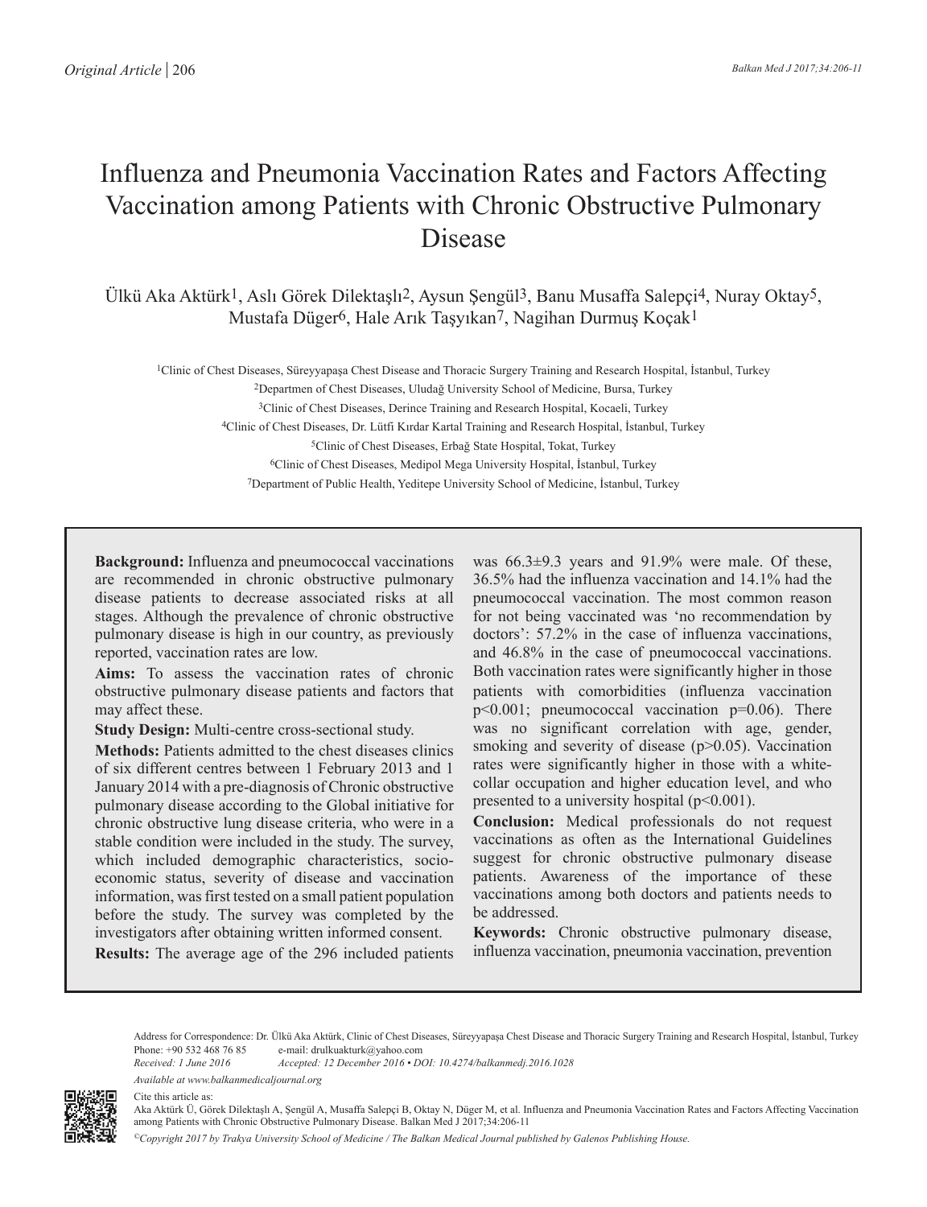# Influenza and Pneumonia Vaccination Rates and Factors Affecting Vaccination among Patients with Chronic Obstructive Pulmonary Disease

Ülkü Aka Aktürk[1], Aslı Görek Dilektaşlı[2], Aysun Şengül[3], Banu Musaffa Salepçi[4], Nuray Oktay[5], Mustafa Düger[6], Hale Arık Taşyıkan[7], Nagihan Durmuş Koçak[1]

[1]Clinic of Chest Diseases, Süreyyapaşa Chest Disease and Thoracic Surgery Training and Research Hospital, İstanbul, Turkey
[2]Departmen of Chest Diseases, Uludağ University School of Medicine, Bursa, Turkey
[3]Clinic of Chest Diseases, Derince Training and Research Hospital, Kocaeli, Turkey
[4]Clinic of Chest Diseases, Dr. Lütfi Kırdar Kartal Training and Research Hospital, İstanbul, Turkey
[5]Clinic of Chest Diseases, Erbağ State Hospital, Tokat, Turkey
[6]Clinic of Chest Diseases, Medipol Mega University Hospital, İstanbul, Turkey
[7]Department of Public Health, Yeditepe University School of Medicine, İstanbul, Turkey

**Background:** Influenza and pneumococcal vaccinations are recommended in chronic obstructive pulmonary disease patients to decrease associated risks at all stages. Although the prevalence of chronic obstructive pulmonary disease is high in our country, as previously reported, vaccination rates are low.

**Aims:** To assess the vaccination rates of chronic obstructive pulmonary disease patients and factors that may affect these.

**Study Design:** Multi-centre cross-sectional study.

**Methods:** Patients admitted to the chest diseases clinics of six different centres between 1 February 2013 and 1 January 2014 with a pre-diagnosis of Chronic obstructive pulmonary disease according to the Global initiative for chronic obstructive lung disease criteria, who were in a stable condition were included in the study. The survey, which included demographic characteristics, socio-economic status, severity of disease and vaccination information, was first tested on a small patient population before the study. The survey was completed by the investigators after obtaining written informed consent.

**Results:** The average age of the 296 included patients was 66.3±9.3 years and 91.9% were male. Of these, 36.5% had the influenza vaccination and 14.1% had the pneumococcal vaccination. The most common reason for not being vaccinated was 'no recommendation by doctors': 57.2% in the case of influenza vaccinations, and 46.8% in the case of pneumococcal vaccinations. Both vaccination rates were significantly higher in those patients with comorbidities (influenza vaccination $p<0.001$; pneumococcal vaccination $p=0.06$). There was no significant correlation with age, gender, smoking and severity of disease ($p>0.05$). Vaccination rates were significantly higher in those with a white-collar occupation and higher education level, and who presented to a university hospital ($p<0.001$).

**Conclusion:** Medical professionals do not request vaccinations as often as the International Guidelines suggest for chronic obstructive pulmonary disease patients. Awareness of the importance of these vaccinations among both doctors and patients needs to be addressed.

**Keywords:** Chronic obstructive pulmonary disease, influenza vaccination, pneumonia vaccination, prevention

Address for Correspondence: Dr. Ülkü Aka Aktürk, Clinic of Chest Diseases, Süreyyapaşa Chest Disease and Thoracic Surgery Training and Research Hospital, İstanbul, Turkey
Phone: +90 532 468 76 85 e-mail: drulkuakturk@yahoo.com
*Received: 1 June 2016* *Accepted: 12 December 2016 • DOI: 10.4274/balkanmedj.2016.1028*

*Available at www.balkanmedicaljournal.org*

Cite this article as:
Aka Aktürk Ü, Görek Dilektaşli A, Şengül A, Musaffa Salepçi B, Oktay N, Düger M, et al. Influenza and Pneumonia Vaccination Rates and Factors Affecting Vaccination among Patients with Chronic Obstructive Pulmonary Disease. Balkan Med J 2017;34:206-11

*©Copyright 2017 by Trakya University School of Medicine / The Balkan Medical Journal published by Galenos Publishing House.*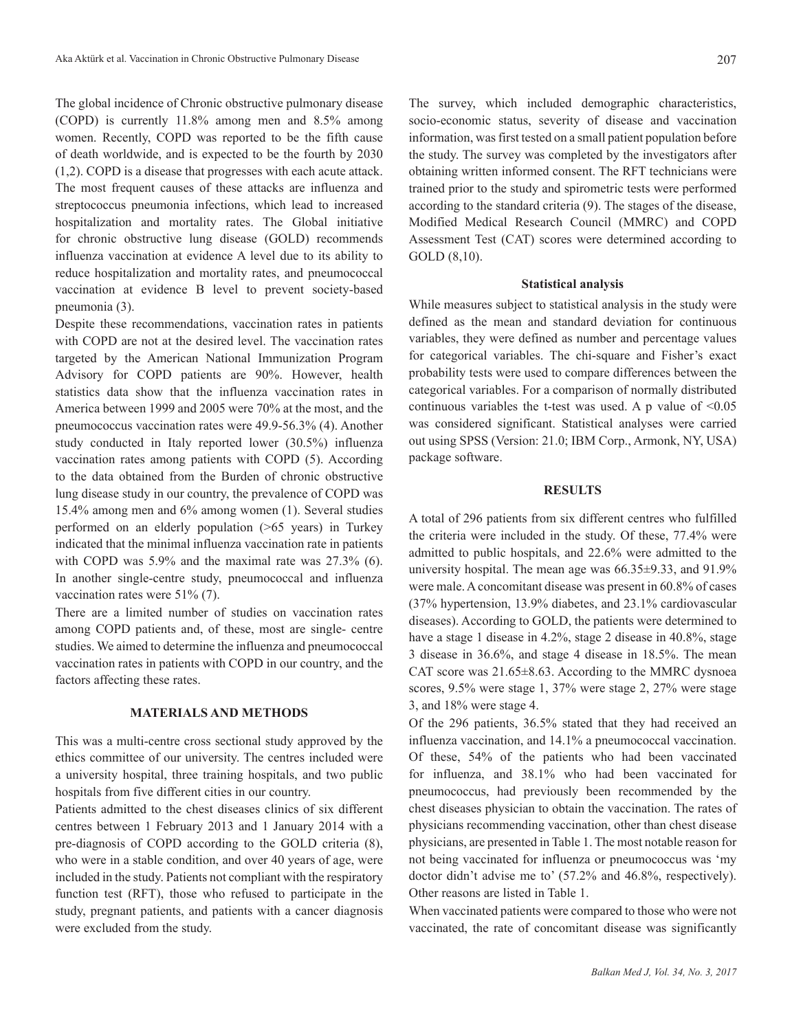The global incidence of Chronic obstructive pulmonary disease (COPD) is currently 11.8% among men and 8.5% among women. Recently, COPD was reported to be the fifth cause of death worldwide, and is expected to be the fourth by 2030 (1,2). COPD is a disease that progresses with each acute attack. The most frequent causes of these attacks are influenza and streptococcus pneumonia infections, which lead to increased hospitalization and mortality rates. The Global initiative for chronic obstructive lung disease (GOLD) recommends influenza vaccination at evidence A level due to its ability to reduce hospitalization and mortality rates, and pneumococcal vaccination at evidence B level to prevent society-based pneumonia (3).

Despite these recommendations, vaccination rates in patients with COPD are not at the desired level. The vaccination rates targeted by the American National Immunization Program Advisory for COPD patients are 90%. However, health statistics data show that the influenza vaccination rates in America between 1999 and 2005 were 70% at the most, and the pneumococcus vaccination rates were 49.9-56.3% (4). Another study conducted in Italy reported lower (30.5%) influenza vaccination rates among patients with COPD (5). According to the data obtained from the Burden of chronic obstructive lung disease study in our country, the prevalence of COPD was 15.4% among men and 6% among women (1). Several studies performed on an elderly population (>65 years) in Turkey indicated that the minimal influenza vaccination rate in patients with COPD was 5.9% and the maximal rate was 27.3% (6). In another single-centre study, pneumococcal and influenza vaccination rates were 51% (7).

There are a limited number of studies on vaccination rates among COPD patients and, of these, most are single- centre studies. We aimed to determine the influenza and pneumococcal vaccination rates in patients with COPD in our country, and the factors affecting these rates.

## MATERIALS AND METHODS

This was a multi-centre cross sectional study approved by the ethics committee of our university. The centres included were a university hospital, three training hospitals, and two public hospitals from five different cities in our country.

Patients admitted to the chest diseases clinics of six different centres between 1 February 2013 and 1 January 2014 with a pre-diagnosis of COPD according to the GOLD criteria (8), who were in a stable condition, and over 40 years of age, were included in the study. Patients not compliant with the respiratory function test (RFT), those who refused to participate in the study, pregnant patients, and patients with a cancer diagnosis were excluded from the study.

The survey, which included demographic characteristics, socio-economic status, severity of disease and vaccination information, was first tested on a small patient population before the study. The survey was completed by the investigators after obtaining written informed consent. The RFT technicians were trained prior to the study and spirometric tests were performed according to the standard criteria (9). The stages of the disease, Modified Medical Research Council (MMRC) and COPD Assessment Test (CAT) scores were determined according to GOLD (8,10).

### Statistical analysis

While measures subject to statistical analysis in the study were defined as the mean and standard deviation for continuous variables, they were defined as number and percentage values for categorical variables. The chi-square and Fisher's exact probability tests were used to compare differences between the categorical variables. For a comparison of normally distributed continuous variables the t-test was used. A p value of $<0.05$ was considered significant. Statistical analyses were carried out using SPSS (Version: 21.0; IBM Corp., Armonk, NY, USA) package software.

## RESULTS

A total of 296 patients from six different centres who fulfilled the criteria were included in the study. Of these, 77.4% were admitted to public hospitals, and 22.6% were admitted to the university hospital. The mean age was 66.35±9.33, and 91.9% were male. A concomitant disease was present in 60.8% of cases (37% hypertension, 13.9% diabetes, and 23.1% cardiovascular diseases). According to GOLD, the patients were determined to have a stage 1 disease in 4.2%, stage 2 disease in 40.8%, stage 3 disease in 36.6%, and stage 4 disease in 18.5%. The mean CAT score was 21.65±8.63. According to the MMRC dysnoea scores, 9.5% were stage 1, 37% were stage 2, 27% were stage 3, and 18% were stage 4.

Of the 296 patients, 36.5% stated that they had received an influenza vaccination, and 14.1% a pneumococcal vaccination. Of these, 54% of the patients who had been vaccinated for influenza, and 38.1% who had been vaccinated for pneumococcus, had previously been recommended by the chest diseases physician to obtain the vaccination. The rates of physicians recommending vaccination, other than chest disease physicians, are presented in Table 1. The most notable reason for not being vaccinated for influenza or pneumococcus was 'my doctor didn't advise me to' (57.2% and 46.8%, respectively). Other reasons are listed in Table 1.

When vaccinated patients were compared to those who were not vaccinated, the rate of concomitant disease was significantly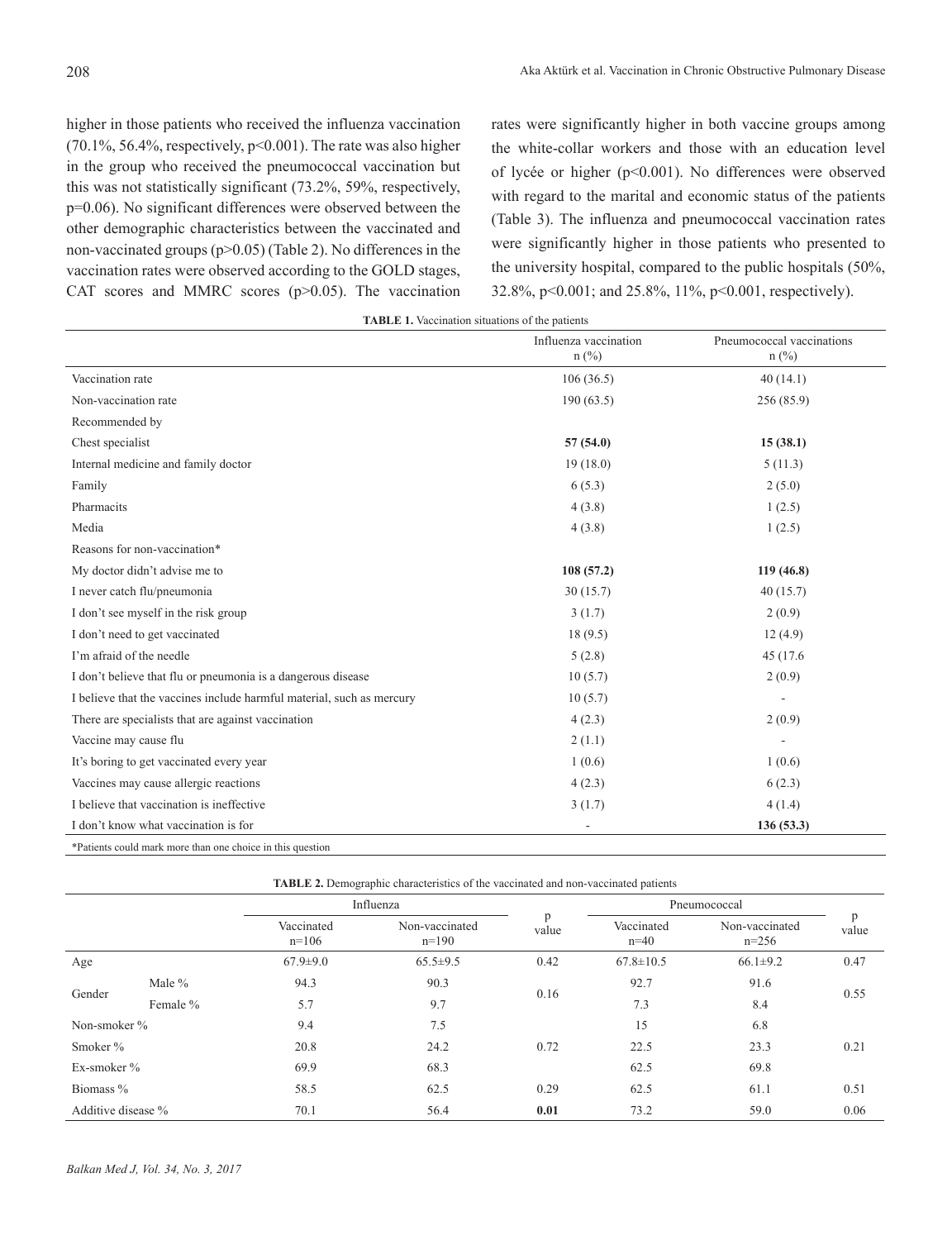higher in those patients who received the influenza vaccination (70.1%, 56.4%, respectively, $p<0.001$). The rate was also higher in the group who received the pneumococcal vaccination but this was not statistically significant (73.2%, 59%, respectively, $p=0.06$). No significant differences were observed between the other demographic characteristics between the vaccinated and non-vaccinated groups ($p>0.05$) (Table 2). No differences in the vaccination rates were observed according to the GOLD stages, CAT scores and MMRC scores ($p>0.05$). The vaccination rates were significantly higher in both vaccine groups among the white-collar workers and those with an education level of lycée or higher ($p<0.001$). No differences were observed with regard to the marital and economic status of the patients (Table 3). The influenza and pneumococcal vaccination rates were significantly higher in those patients who presented to the university hospital, compared to the public hospitals (50%, 32.8%, $p<0.001$; and 25.8%, 11%, $p<0.001$, respectively).

**TABLE 1.** Vaccination situations of the patients

| | Influenza vaccination n (%) | Pneumococcal vaccinations n (%) |
|---|---|---|
| Vaccination rate | 106 (36.5) | 40 (14.1) |
| Non-vaccination rate | 190 (63.5) | 256 (85.9) |
| Recommended by | | |
| Chest specialist | **57 (54.0)** | **15 (38.1)** |
| Internal medicine and family doctor | 19 (18.0) | 5 (11.3) |
| Family | 6 (5.3) | 2 (5.0) |
| Pharmacits | 4 (3.8) | 1 (2.5) |
| Media | 4 (3.8) | 1 (2.5) |
| Reasons for non-vaccination* | | |
| My doctor didn't advise me to | **108 (57.2)** | **119 (46.8)** |
| I never catch flu/pneumonia | 30 (15.7) | 40 (15.7) |
| I don't see myself in the risk group | 3 (1.7) | 2 (0.9) |
| I don't need to get vaccinated | 18 (9.5) | 12 (4.9) |
| I'm afraid of the needle | 5 (2.8) | 45 (17.6 |
| I don't believe that flu or pneumonia is a dangerous disease | 10 (5.7) | 2 (0.9) |
| I believe that the vaccines include harmful material, such as mercury | 10 (5.7) | - |
| There are specialists that are against vaccination | 4 (2.3) | 2 (0.9) |
| Vaccine may cause flu | 2 (1.1) | - |
| It's boring to get vaccinated every year | 1 (0.6) | 1 (0.6) |
| Vaccines may cause allergic reactions | 4 (2.3) | 6 (2.3) |
| I believe that vaccination is ineffective | 3 (1.7) | 4 (1.4) |
| I don't know what vaccination is for | - | **136 (53.3)** |

*Patients could mark more than one choice in this question

**TABLE 2.** Demographic characteristics of the vaccinated and non-vaccinated patients

| | | Influenza | | p value | Pneumococcal | | p value |
|---|---|---|---|---|---|---|---|
| | | Vaccinated n=106 | Non-vaccinated n=190 | | Vaccinated n=40 | Non-vaccinated n=256 | |
| Age | | 67.9±9.0 | 65.5±9.5 | 0.42 | 67.8±10.5 | 66.1±9.2 | 0.47 |
| Gender | Male % | 94.3 | 90.3 | 0.16 | 92.7 | 91.6 | 0.55 |
| | Female % | 5.7 | 9.7 | | 7.3 | 8.4 | |
| Non-smoker % | | 9.4 | 7.5 | | 15 | 6.8 | |
| Smoker % | | 20.8 | 24.2 | 0.72 | 22.5 | 23.3 | 0.21 |
| Ex-smoker % | | 69.9 | 68.3 | | 62.5 | 69.8 | |
| Biomass % | | 58.5 | 62.5 | 0.29 | 62.5 | 61.1 | 0.51 |
| Additive disease % | | 70.1 | 56.4 | **0.01** | 73.2 | 59.0 | 0.06 |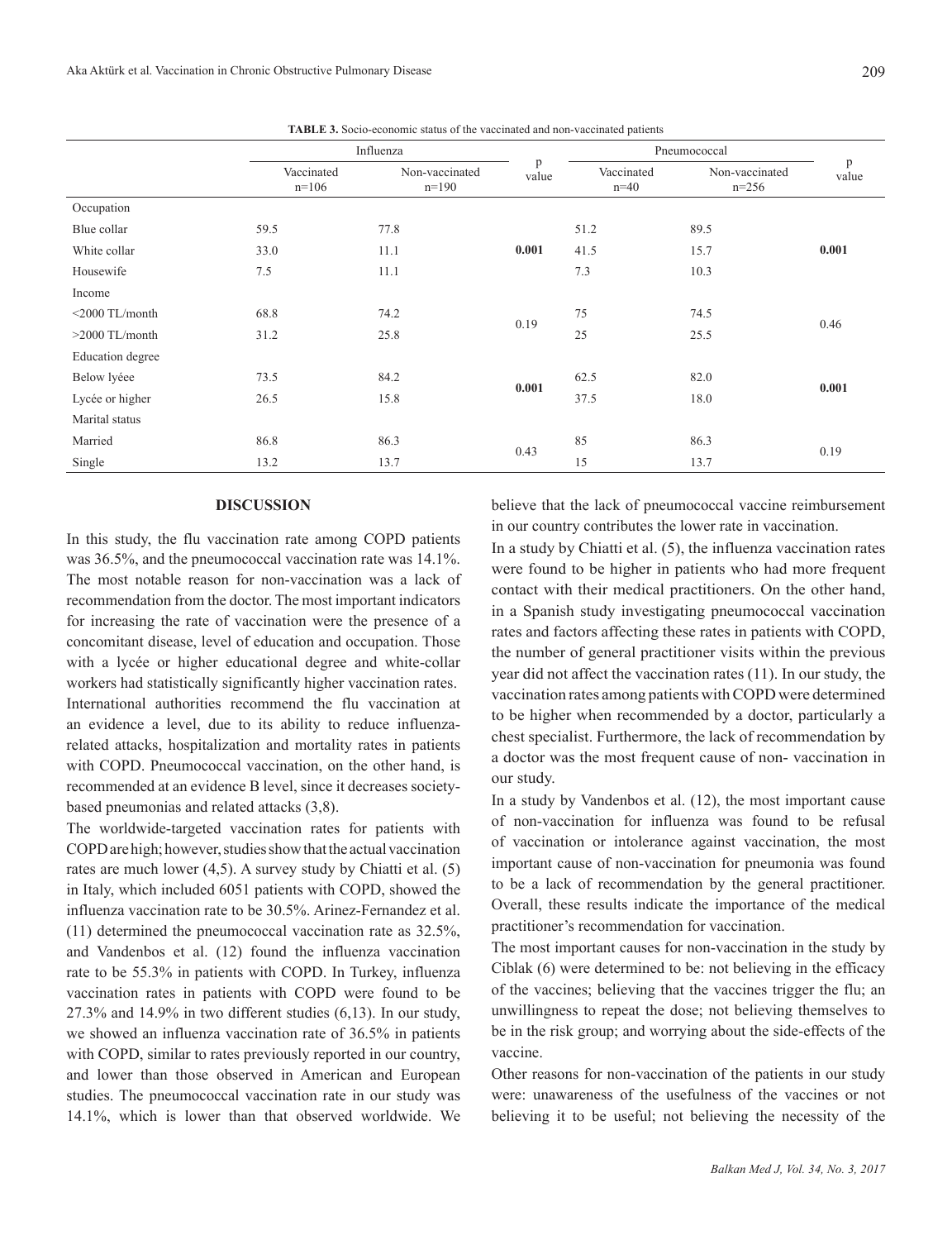**TABLE 3.** Socio-economic status of the vaccinated and non-vaccinated patients

| | Influenza | | p value | Pneumococcal | | p value |
|---|---|---|---|---|---|---|
| | Vaccinated n=106 | Non-vaccinated n=190 | | Vaccinated n=40 | Non-vaccinated n=256 | |
| Occupation | | | | | | |
| Blue collar | 59.5 | 77.8 | | 51.2 | 89.5 | |
| White collar | 33.0 | 11.1 | **0.001** | 41.5 | 15.7 | **0.001** |
| Housewife | 7.5 | 11.1 | | 7.3 | 10.3 | |
| Income | | | | | | |
| <2000 TL/month | 68.8 | 74.2 | 0.19 | 75 | 74.5 | 0.46 |
| >2000 TL/month | 31.2 | 25.8 | | 25 | 25.5 | |
| Education degree | | | | | | |
| Below lyéee | 73.5 | 84.2 | **0.001** | 62.5 | 82.0 | **0.001** |
| Lycée or higher | 26.5 | 15.8 | | 37.5 | 18.0 | |
| Marital status | | | | | | |
| Married | 86.8 | 86.3 | 0.43 | 85 | 86.3 | 0.19 |
| Single | 13.2 | 13.7 | | 15 | 13.7 | |

## DISCUSSION

In this study, the flu vaccination rate among COPD patients was 36.5%, and the pneumococcal vaccination rate was 14.1%. The most notable reason for non-vaccination was a lack of recommendation from the doctor. The most important indicators for increasing the rate of vaccination were the presence of a concomitant disease, level of education and occupation. Those with a lycée or higher educational degree and white-collar workers had statistically significantly higher vaccination rates.

International authorities recommend the flu vaccination at an evidence a level, due to its ability to reduce influenza-related attacks, hospitalization and mortality rates in patients with COPD. Pneumococcal vaccination, on the other hand, is recommended at an evidence B level, since it decreases society-based pneumonias and related attacks (3,8).

The worldwide-targeted vaccination rates for patients with COPD are high; however, studies show that the actual vaccination rates are much lower (4,5). A survey study by Chiatti et al. (5) in Italy, which included 6051 patients with COPD, showed the influenza vaccination rate to be 30.5%. Arinez-Fernandez et al. (11) determined the pneumococcal vaccination rate as 32.5%, and Vandenbos et al. (12) found the influenza vaccination rate to be 55.3% in patients with COPD. In Turkey, influenza vaccination rates in patients with COPD were found to be 27.3% and 14.9% in two different studies (6,13). In our study, we showed an influenza vaccination rate of 36.5% in patients with COPD, similar to rates previously reported in our country, and lower than those observed in American and European studies. The pneumococcal vaccination rate in our study was 14.1%, which is lower than that observed worldwide. We believe that the lack of pneumococcal vaccine reimbursement in our country contributes the lower rate in vaccination.

In a study by Chiatti et al. (5), the influenza vaccination rates were found to be higher in patients who had more frequent contact with their medical practitioners. On the other hand, in a Spanish study investigating pneumococcal vaccination rates and factors affecting these rates in patients with COPD, the number of general practitioner visits within the previous year did not affect the vaccination rates (11). In our study, the vaccination rates among patients with COPD were determined to be higher when recommended by a doctor, particularly a chest specialist. Furthermore, the lack of recommendation by a doctor was the most frequent cause of non- vaccination in our study.

In a study by Vandenbos et al. (12), the most important cause of non-vaccination for influenza was found to be refusal of vaccination or intolerance against vaccination, the most important cause of non-vaccination for pneumonia was found to be a lack of recommendation by the general practitioner. Overall, these results indicate the importance of the medical practitioner's recommendation for vaccination.

The most important causes for non-vaccination in the study by Ciblak (6) were determined to be: not believing in the efficacy of the vaccines; believing that the vaccines trigger the flu; an unwillingness to repeat the dose; not believing themselves to be in the risk group; and worrying about the side-effects of the vaccine.

Other reasons for non-vaccination of the patients in our study were: unawareness of the usefulness of the vaccines or not believing it to be useful; not believing the necessity of the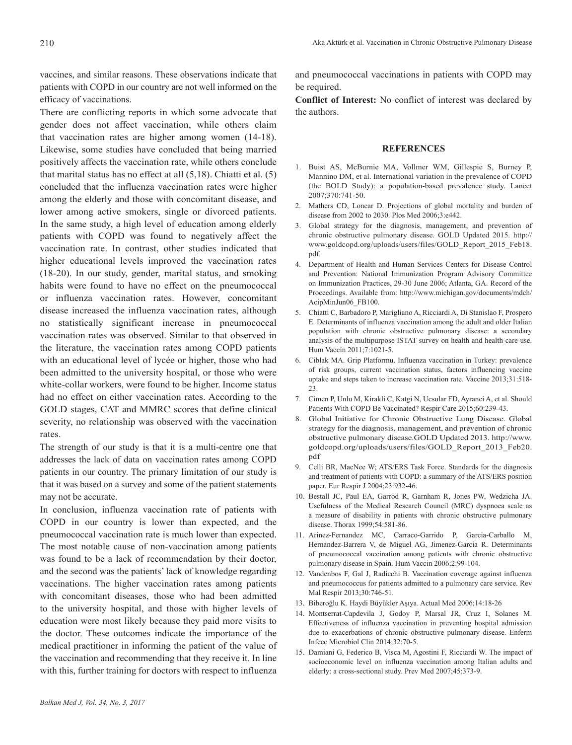vaccines, and similar reasons. These observations indicate that patients with COPD in our country are not well informed on the efficacy of vaccinations.

There are conflicting reports in which some advocate that gender does not affect vaccination, while others claim that vaccination rates are higher among women (14-18). Likewise, some studies have concluded that being married positively affects the vaccination rate, while others conclude that marital status has no effect at all (5,18). Chiatti et al. (5) concluded that the influenza vaccination rates were higher among the elderly and those with concomitant disease, and lower among active smokers, single or divorced patients. In the same study, a high level of education among elderly patients with COPD was found to negatively affect the vaccination rate. In contrast, other studies indicated that higher educational levels improved the vaccination rates (18-20). In our study, gender, marital status, and smoking habits were found to have no effect on the pneumococcal or influenza vaccination rates. However, concomitant disease increased the influenza vaccination rates, although no statistically significant increase in pneumococcal vaccination rates was observed. Similar to that observed in the literature, the vaccination rates among COPD patients with an educational level of lycée or higher, those who had been admitted to the university hospital, or those who were white-collar workers, were found to be higher. Income status had no effect on either vaccination rates. According to the GOLD stages, CAT and MMRC scores that define clinical severity, no relationship was observed with the vaccination rates.

The strength of our study is that it is a multi-centre one that addresses the lack of data on vaccination rates among COPD patients in our country. The primary limitation of our study is that it was based on a survey and some of the patient statements may not be accurate.

In conclusion, influenza vaccination rate of patients with COPD in our country is lower than expected, and the pneumococcal vaccination rate is much lower than expected. The most notable cause of non-vaccination among patients was found to be a lack of recommendation by their doctor, and the second was the patients' lack of knowledge regarding vaccinations. The higher vaccination rates among patients with concomitant diseases, those who had been admitted to the university hospital, and those with higher levels of education were most likely because they paid more visits to the doctor. These outcomes indicate the importance of the medical practitioner in informing the patient of the value of the vaccination and recommending that they receive it. In line with this, further training for doctors with respect to influenza and pneumococcal vaccinations in patients with COPD may be required.

**Conflict of Interest:** No conflict of interest was declared by the authors.

## REFERENCES

1. Buist AS, McBurnie MA, Vollmer WM, Gillespie S, Burney P, Mannino DM, et al. International variation in the prevalence of COPD (the BOLD Study): a population-based prevalence study. Lancet 2007;370:741-50.
2. Mathers CD, Loncar D. Projections of global mortality and burden of disease from 2002 to 2030. Plos Med 2006;3:e442.
3. Global strategy for the diagnosis, management, and prevention of chronic obstructive pulmonary disease. GOLD Updated 2015. http://www.goldcopd.org/uploads/users/files/GOLD_Report_2015_Feb18.pdf.
4. Department of Health and Human Services Centers for Disease Control and Prevention: National Immunization Program Advisory Committee on Immunization Practices, 29-30 June 2006; Atlanta, GA. Record of the Proceedings. Available from: http://www.michigan.gov/documents/mdch/AcipMinJun06_FB100.
5. Chiatti C, Barbadoro P, Marigliano A, Ricciardi A, Di Stanislao F, Prospero E. Determinants of influenza vaccination among the adult and older Italian population with chronic obstructive pulmonary disease: a secondary analysis of the multipurpose ISTAT survey on health and health care use. Hum Vaccin 2011;7:1021-5.
6. Ciblak MA. Grip Platformu. Influenza vaccination in Turkey: prevalence of risk groups, current vaccination status, factors influencing vaccine uptake and steps taken to increase vaccination rate. Vaccine 2013;31:518-23.
7. Cimen P, Unlu M, Kirakli C, Katgi N, Ucsular FD, Ayranci A, et al. Should Patients With COPD Be Vaccinated? Respir Care 2015;60:239-43.
8. Global Initiative for Chronic Obstructive Lung Disease. Global strategy for the diagnosis, management, and prevention of chronic obstructive pulmonary disease.GOLD Updated 2013. http://www.goldcopd.org/uploads/users/files/GOLD_Report_2013_Feb20.pdf
9. Celli BR, MacNee W; ATS/ERS Task Force. Standards for the diagnosis and treatment of patients with COPD: a summary of the ATS/ERS position paper. Eur Respir J 2004;23:932-46.
10. Bestall JC, Paul EA, Garrod R, Garnham R, Jones PW, Wedzicha JA. Usefulness of the Medical Research Council (MRC) dyspnoea scale as a measure of disability in patients with chronic obstructive pulmonary disease. Thorax 1999;54:581-86.
11. Arinez-Fernandez MC, Carraco-Garrido P, Garcia-Carballo M, Hernandez-Barrera V, de Miguel AG, Jimenez-Garcia R. Determinants of pneumococcal vaccination among patients with chronic obstructive pulmonary disease in Spain. Hum Vaccin 2006;2:99-104.
12. Vandenbos F, Gal J, Radicchi B. Vaccination coverage against influenza and pneumococcus for patients admitted to a pulmonary care service. Rev Mal Respir 2013;30:746-51.
13. Biberoğlu K. Haydi Büyükler Aşıya. Actual Med 2006;14:18-26
14. Montserrat-Capdevila J, Godoy P, Marsal JR, Cruz I, Solanes M. Effectiveness of influenza vaccination in preventing hospital admission due to exacerbations of chronic obstructive pulmonary disease. Enferm Infecc Microbiol Clin 2014;32:70-5.
15. Damiani G, Federico B, Visca M, Agostini F, Ricciardi W. The impact of socioeconomic level on influenza vaccination among Italian adults and elderly: a cross-sectional study. Prev Med 2007;45:373-9.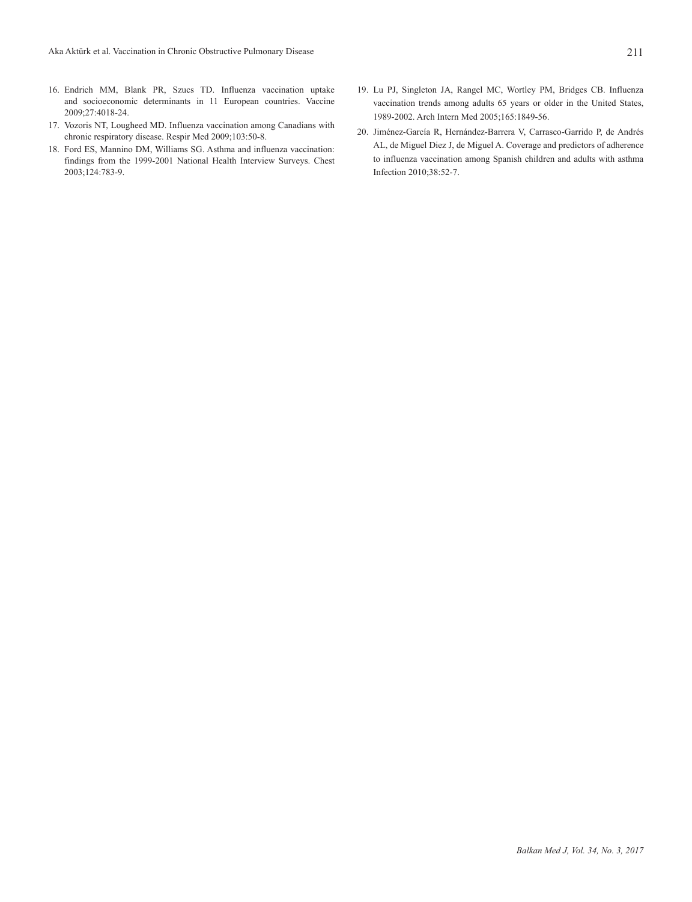16. Endrich MM, Blank PR, Szucs TD. Influenza vaccination uptake and socioeconomic determinants in 11 European countries. Vaccine 2009;27:4018-24.
17. Vozoris NT, Lougheed MD. Influenza vaccination among Canadians with chronic respiratory disease. Respir Med 2009;103:50-8.
18. Ford ES, Mannino DM, Williams SG. Asthma and influenza vaccination: findings from the 1999-2001 National Health Interview Surveys. Chest 2003;124:783-9.
19. Lu PJ, Singleton JA, Rangel MC, Wortley PM, Bridges CB. Influenza vaccination trends among adults 65 years or older in the United States, 1989-2002. Arch Intern Med 2005;165:1849-56.
20. Jiménez-García R, Hernández-Barrera V, Carrasco-Garrido P, de Andrés AL, de Miguel Diez J, de Miguel A. Coverage and predictors of adherence to influenza vaccination among Spanish children and adults with asthma Infection 2010;38:52-7.